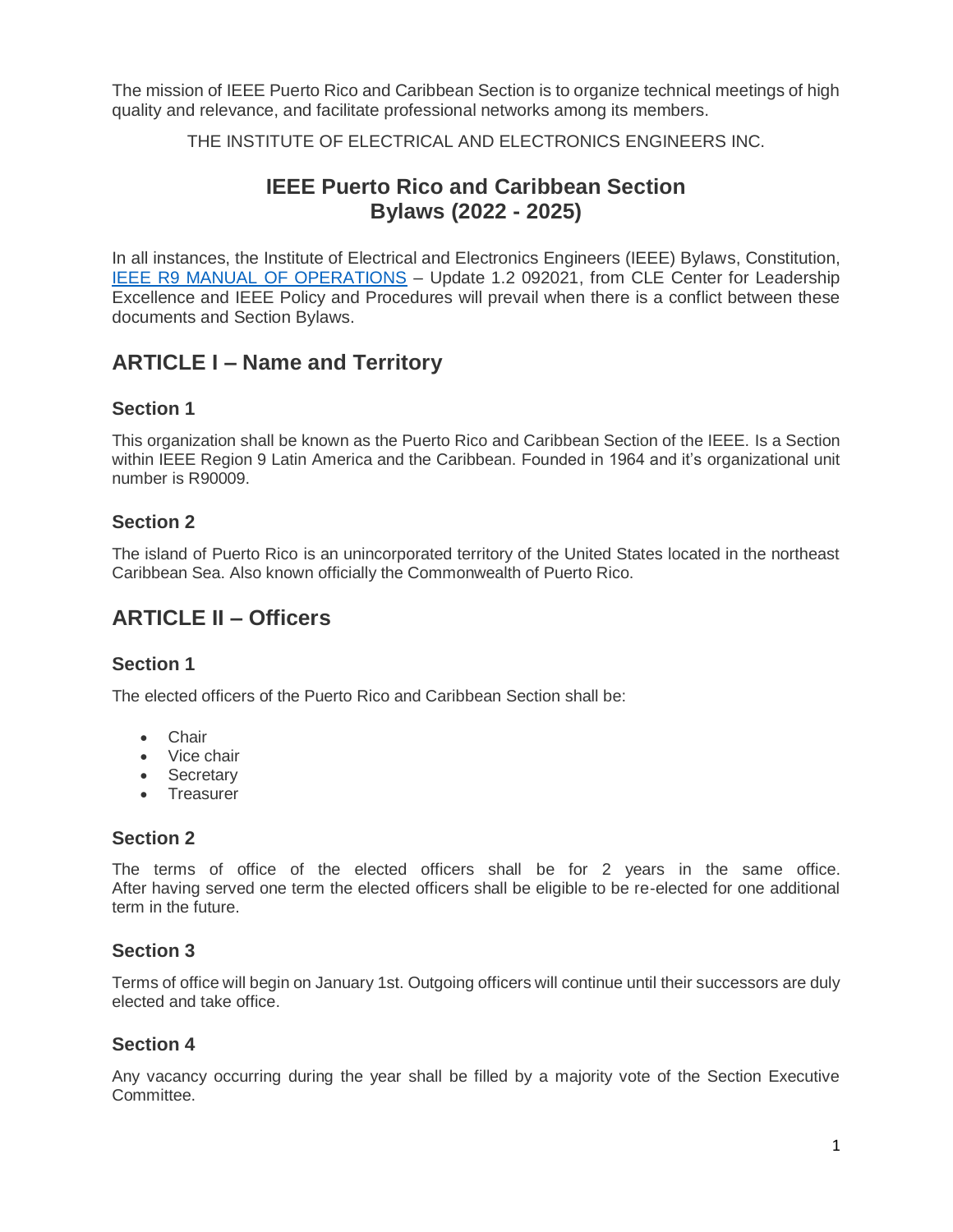The mission of IEEE Puerto Rico and Caribbean Section is to organize technical meetings of high quality and relevance, and facilitate professional networks among its members.

THE INSTITUTE OF ELECTRICAL AND ELECTRONICS ENGINEERS INC.

# IEEE Puerto Rico and Caribbean Section Bylaws (2022 - 2025)

In all instances, the Institute of Electrical and Electronics Engineers (IEEE) Bylaws, Constitution, [IEEE R9 MANUAL OF OPERATIONS](#) – Update 1.2 092021, from CLE Center for Leadership Excellence and IEEE Policy and Procedures will prevail when there is a conflict between these documents and Section Bylaws.

## ARTICLE I – Name and Territory

### Section 1

This organization shall be known as the Puerto Rico and Caribbean Section of the IEEE. Is a Section within IEEE Region 9 Latin America and the Caribbean. Founded in 1964 and it's organizational unit number is R90009.

### Section 2

The island of Puerto Rico is an unincorporated territory of the United States located in the northeast Caribbean Sea. Also known officially the Commonwealth of Puerto Rico.

## ARTICLE II – Officers

### Section 1

The elected officers of the Puerto Rico and Caribbean Section shall be:

- Chair
- Vice chair
- Secretary
- Treasurer

### Section 2

The terms of office of the elected officers shall be for 2 years in the same office. After having served one term the elected officers shall be eligible to be re-elected for one additional term in the future.

### Section 3

Terms of office will begin on January 1st. Outgoing officers will continue until their successors are duly elected and take office.

### Section 4

Any vacancy occurring during the year shall be filled by a majority vote of the Section Executive Committee.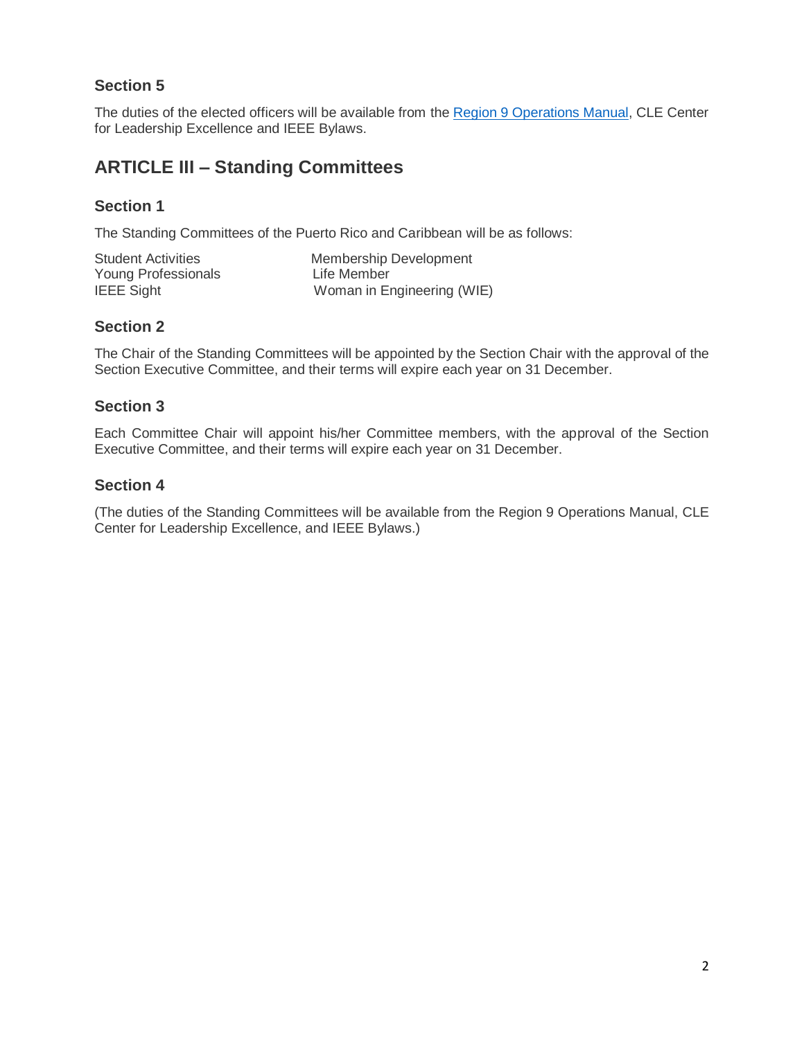### Section 5

The duties of the elected officers will be available from the [Region 9 Operations Manual](), CLE Center for Leadership Excellence and IEEE Bylaws.

## ARTICLE III – Standing Committees

### Section 1

The Standing Committees of the Puerto Rico and Caribbean will be as follows:

| | |
|---|---|
| Student Activities | Membership Development |
| Young Professionals | Life Member |
| IEEE Sight | Woman in Engineering (WIE) |

### Section 2

The Chair of the Standing Committees will be appointed by the Section Chair with the approval of the Section Executive Committee, and their terms will expire each year on 31 December.

### Section 3

Each Committee Chair will appoint his/her Committee members, with the approval of the Section Executive Committee, and their terms will expire each year on 31 December.

### Section 4

(The duties of the Standing Committees will be available from the Region 9 Operations Manual, CLE Center for Leadership Excellence, and IEEE Bylaws.)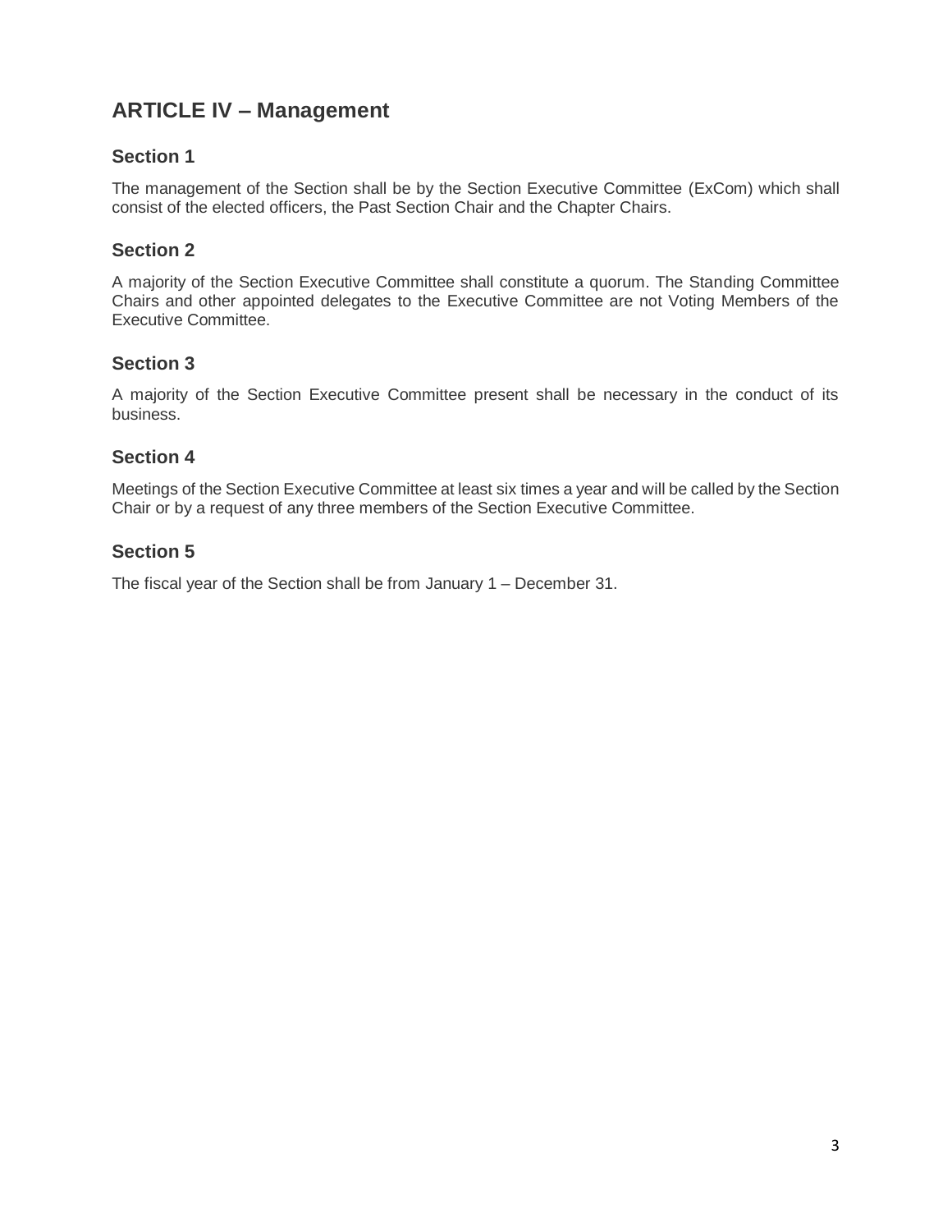## ARTICLE IV – Management

### Section 1

The management of the Section shall be by the Section Executive Committee (ExCom) which shall consist of the elected officers, the Past Section Chair and the Chapter Chairs.

### Section 2

A majority of the Section Executive Committee shall constitute a quorum. The Standing Committee Chairs and other appointed delegates to the Executive Committee are not Voting Members of the Executive Committee.

### Section 3

A majority of the Section Executive Committee present shall be necessary in the conduct of its business.

### Section 4

Meetings of the Section Executive Committee at least six times a year and will be called by the Section Chair or by a request of any three members of the Section Executive Committee.

### Section 5

The fiscal year of the Section shall be from January 1 – December 31.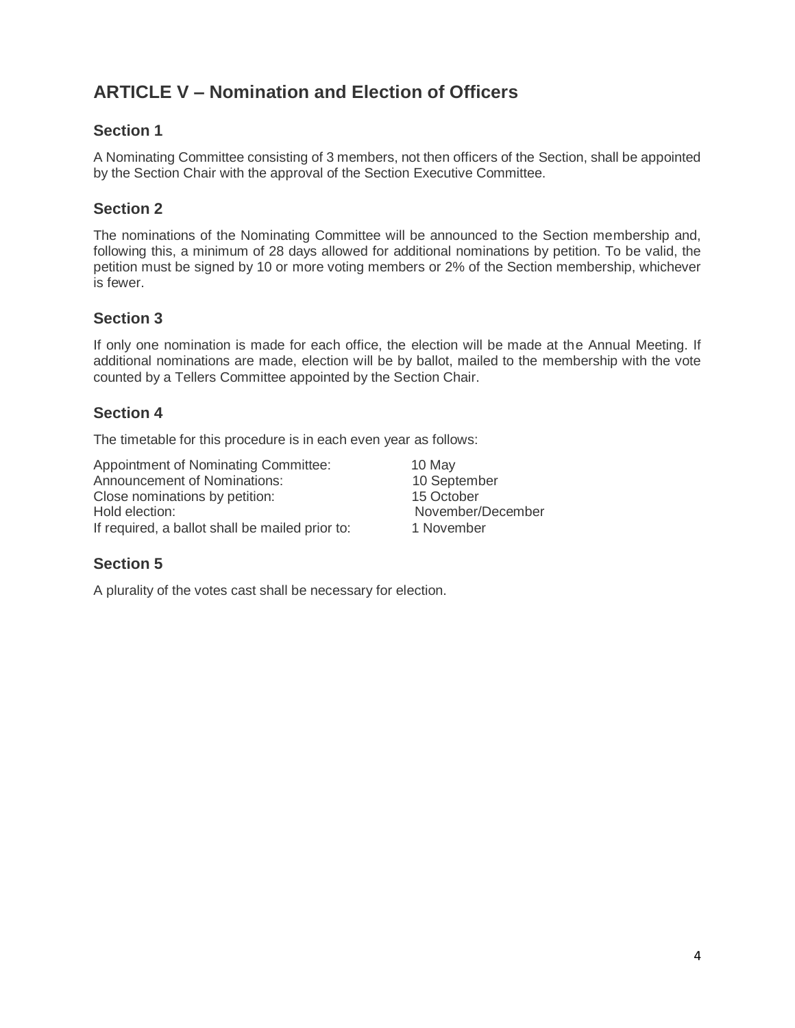## ARTICLE V – Nomination and Election of Officers

### Section 1

A Nominating Committee consisting of 3 members, not then officers of the Section, shall be appointed by the Section Chair with the approval of the Section Executive Committee.

### Section 2

The nominations of the Nominating Committee will be announced to the Section membership and, following this, a minimum of 28 days allowed for additional nominations by petition. To be valid, the petition must be signed by 10 or more voting members or 2% of the Section membership, whichever is fewer.

### Section 3

If only one nomination is made for each office, the election will be made at the Annual Meeting. If additional nominations are made, election will be by ballot, mailed to the membership with the vote counted by a Tellers Committee appointed by the Section Chair.

### Section 4

The timetable for this procedure is in each even year as follows:

| | |
|---|---|
| Appointment of Nominating Committee: | 10 May |
| Announcement of Nominations: | 10 September |
| Close nominations by petition: | 15 October |
| Hold election: | November/December |
| If required, a ballot shall be mailed prior to: | 1 November |

### Section 5

A plurality of the votes cast shall be necessary for election.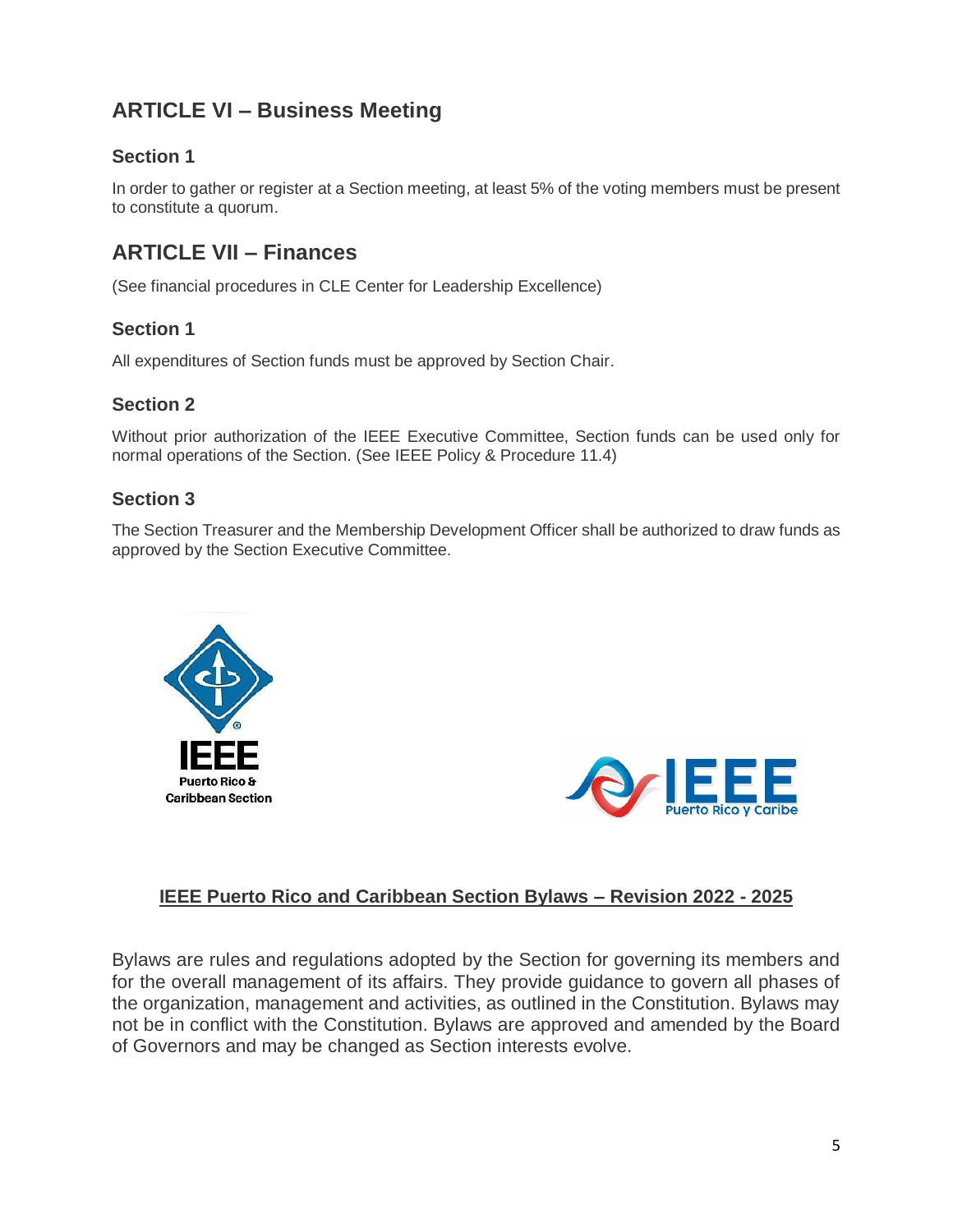## ARTICLE VI – Business Meeting

### Section 1

In order to gather or register at a Section meeting, at least 5% of the voting members must be present to constitute a quorum.

## ARTICLE VII – Finances

(See financial procedures in CLE Center for Leadership Excellence)

### Section 1

All expenditures of Section funds must be approved by Section Chair.

### Section 2

Without prior authorization of the IEEE Executive Committee, Section funds can be used only for normal operations of the Section. (See IEEE Policy & Procedure 11.4)

### Section 3

The Section Treasurer and the Membership Development Officer shall be authorized to draw funds as approved by the Section Executive Committee.

IEEE Puerto Rico & Caribbean Section

IEEE Puerto Rico y Caribe

**IEEE Puerto Rico and Caribbean Section Bylaws – Revision 2022 - 2025**

Bylaws are rules and regulations adopted by the Section for governing its members and for the overall management of its affairs. They provide guidance to govern all phases of the organization, management and activities, as outlined in the Constitution. Bylaws may not be in conflict with the Constitution. Bylaws are approved and amended by the Board of Governors and may be changed as Section interests evolve.